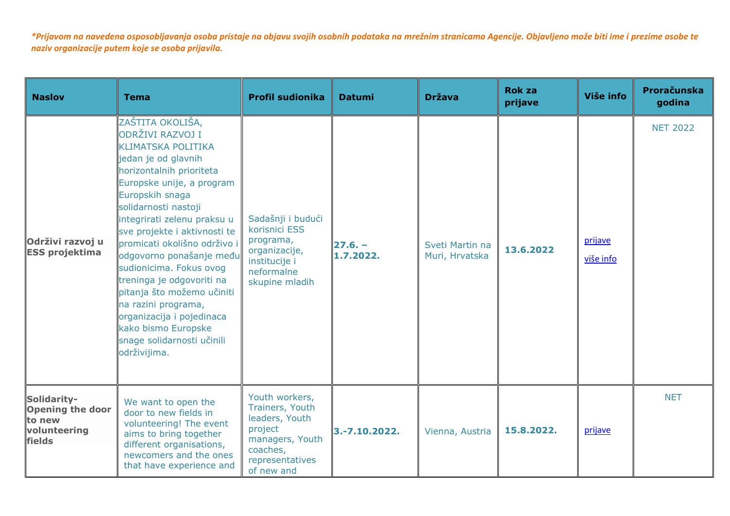*\*Prijavom na navedena osposobljavanja osoba pristaje na objavu svojih osobnih podataka na mrežnim stranicama Agencije. Objavljeno može biti ime i prezime osobe te naziv organizacije putem koje se osoba prijavila.*

| Naslov | Tema | Profil sudionika | Datumi | Država | Rok za prijave | Više info | Proračunska godina |
|---|---|---|---|---|---|---|---|
| **Održivi razvoj u ESS projektima** | ZAŠTITA OKOLIŠA, ODRŽIVI RAZVOJ I KLIMATSKA POLITIKA jedan je od glavnih horizontalnih prioriteta Europske unije, a program Europskih snaga solidarnosti nastoji integrirati zelenu praksu u sve projekte i aktivnosti te promicati okolišno održivo i odgovorno ponašanje među sudionicima. Fokus ovog treninga je odgovoriti na pitanja što možemo učiniti na razini programa, organizacija i pojedinaca kako bismo Europske snage solidarnosti učinili održivijima. | Sadašnji i budući korisnici ESS programa, organizacije, institucije i neformalne skupine mladih | **27.6. – 1.7.2022.** | Sveti Martin na Muri, Hrvatska | **13.6.2022** | prijave<br>više info | NET 2022 |
| **Solidarity- Opening the door to new volunteering fields** | We want to open the door to new fields in volunteering! The event aims to bring together different organisations, newcomers and the ones that have experience and | Youth workers, Trainers, Youth leaders, Youth project managers, Youth coaches, representatives of new and | **3.-7.10.2022.** | Vienna, Austria | **15.8.2022.** | prijave | NET |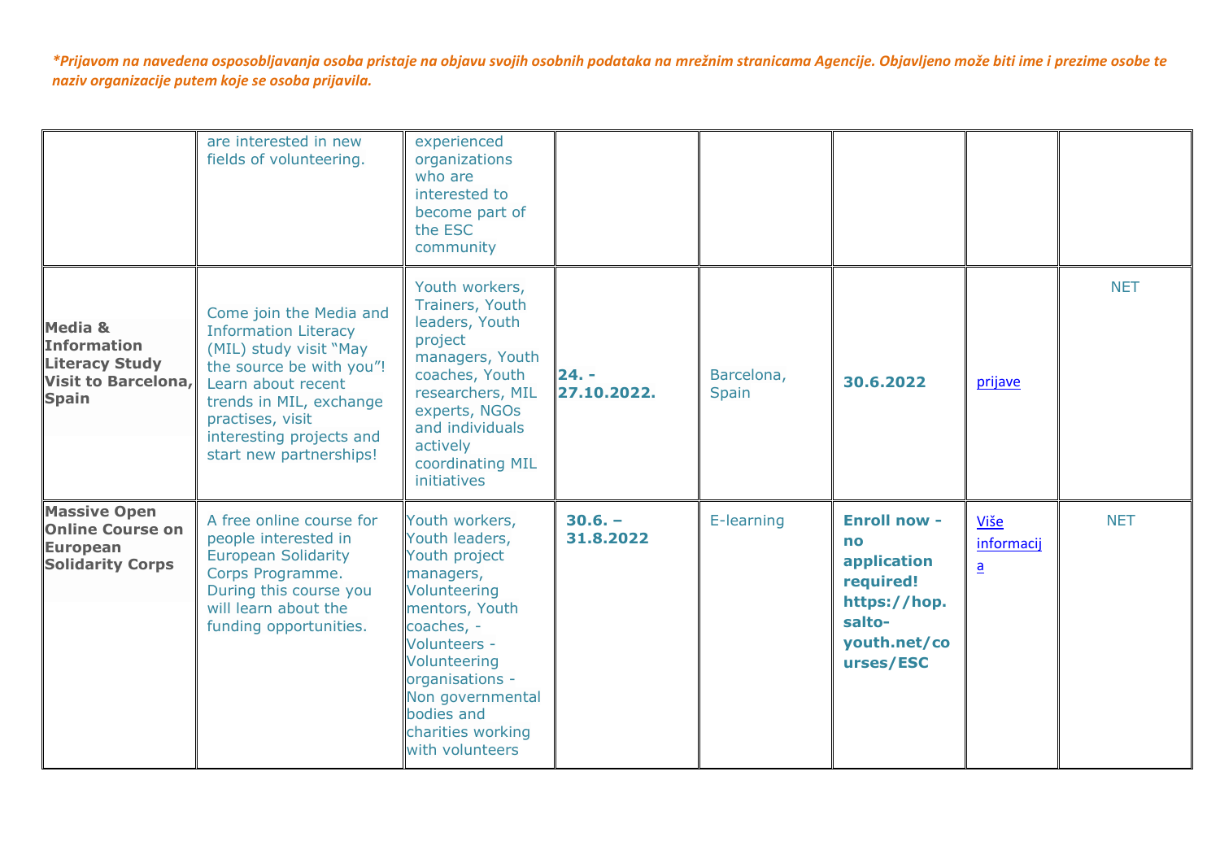*\*Prijavom na navedena osposobljavanja osoba pristaje na objavu svojih osobnih podataka na mrežnim stranicama Agencije. Objavljeno može biti ime i prezime osobe te naziv organizacije putem koje se osoba prijavila.*

| | | | | | | | |
|---|---|---|---|---|---|---|---|
| | are interested in new fields of volunteering. | experienced organizations who are interested to become part of the ESC community | | | | | |
| **Media & Information Literacy Study Visit to Barcelona, Spain** | Come join the Media and Information Literacy (MIL) study visit "May the source be with you"! Learn about recent trends in MIL, exchange practises, visit interesting projects and start new partnerships! | Youth workers, Trainers, Youth leaders, Youth project managers, Youth coaches, Youth researchers, MIL experts, NGOs and individuals actively coordinating MIL initiatives | **24. - 27.10.2022.** | Barcelona, Spain | **30.6.2022** | prijave | NET |
| **Massive Open Online Course on European Solidarity Corps** | A free online course for people interested in European Solidarity Corps Programme. During this course you will learn about the funding opportunities. | Youth workers, Youth leaders, Youth project managers, Volunteering mentors, Youth coaches, - Volunteers - Volunteering organisations - Non governmental bodies and charities working with volunteers | **30.6. – 31.8.2022** | E-learning | **Enroll now - no application required! https://hop.salto-youth.net/courses/ESC** | Više informacija | NET |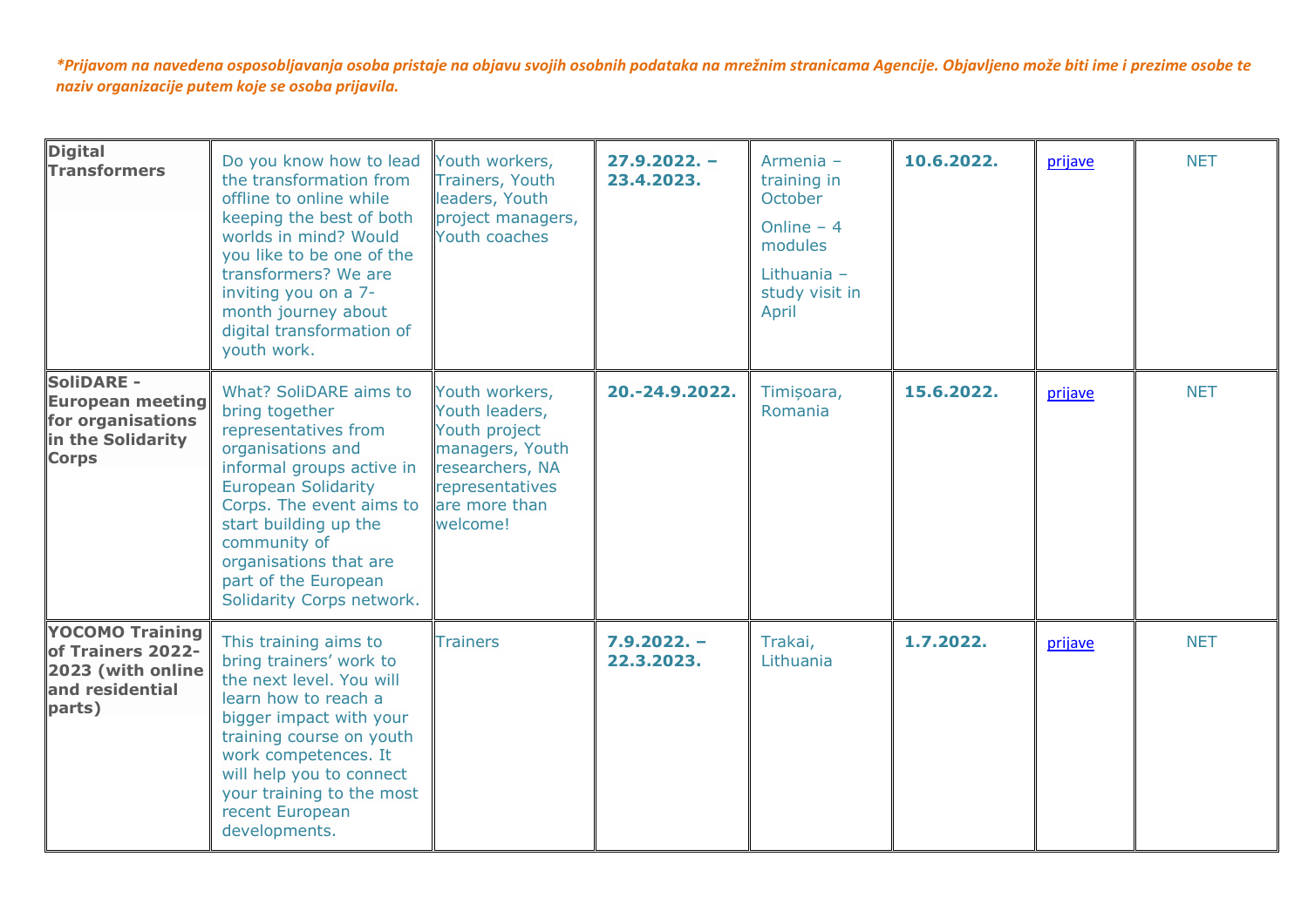*\*Prijavom na navedena osposobljavanja osoba pristaje na objavu svojih osobnih podataka na mrežnim stranicama Agencije. Objavljeno može biti ime i prezime osobe te naziv organizacije putem koje se osoba prijavila.*

| | | | | | | | |
|---|---|---|---|---|---|---|---|
| **Digital Transformers** | Do you know how to lead the transformation from offline to online while keeping the best of both worlds in mind? Would you like to be one of the transformers? We are inviting you on a 7-month journey about digital transformation of youth work. | Youth workers, Trainers, Youth leaders, Youth project managers, Youth coaches | **27.9.2022. – 23.4.2023.** | Armenia – training in October<br><br>Online – 4 modules<br><br>Lithuania – study visit in April | **10.6.2022.** | prijave | NET |
| **SoliDARE - European meeting for organisations in the Solidarity Corps** | What? SoliDARE aims to bring together representatives from organisations and informal groups active in European Solidarity Corps. The event aims to start building up the community of organisations that are part of the European Solidarity Corps network. | Youth workers, Youth leaders, Youth project managers, Youth researchers, NA representatives are more than welcome! | **20.-24.9.2022.** | Timișoara, Romania | **15.6.2022.** | prijave | NET |
| **YOCOMO Training of Trainers 2022-2023 (with online and residential parts)** | This training aims to bring trainers' work to the next level. You will learn how to reach a bigger impact with your training course on youth work competences. It will help you to connect your training to the most recent European developments. | Trainers | **7.9.2022. – 22.3.2023.** | Trakai, Lithuania | **1.7.2022.** | prijave | NET |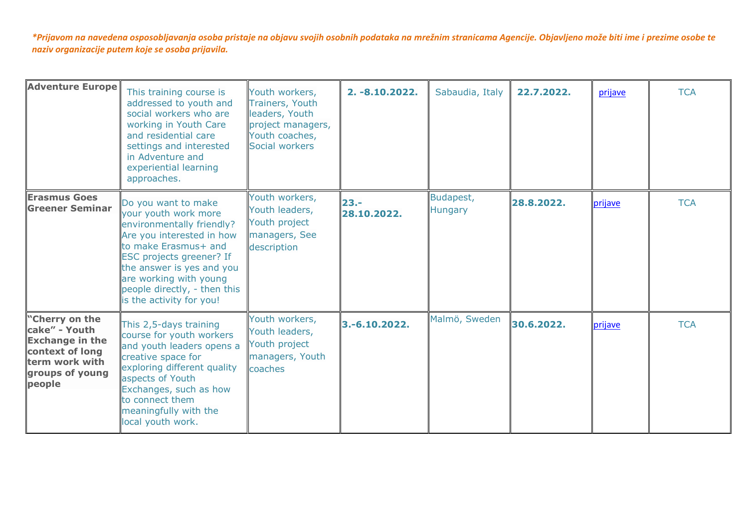*\*Prijavom na navedena osposobljavanja osoba pristaje na objavu svojih osobnih podataka na mrežnim stranicama Agencije. Objavljeno može biti ime i prezime osobe te naziv organizacije putem koje se osoba prijavila.*

| | | | | | | | |
|---|---|---|---|---|---|---|---|
| **Adventure Europe** | This training course is addressed to youth and social workers who are working in Youth Care and residential care settings and interested in Adventure and experiential learning approaches. | Youth workers, Trainers, Youth leaders, Youth project managers, Youth coaches, Social workers | **2. -8.10.2022.** | Sabaudia, Italy | **22.7.2022.** | prijave | TCA |
| **Erasmus Goes Greener Seminar** | Do you want to make your youth work more environmentally friendly? Are you interested in how to make Erasmus+ and ESC projects greener? If the answer is yes and you are working with young people directly, - then this is the activity for you! | Youth workers, Youth leaders, Youth project managers, See description | **23.-28.10.2022.** | Budapest, Hungary | **28.8.2022.** | prijave | TCA |
| **"Cherry on the cake" - Youth Exchange in the context of long term work with groups of young people** | This 2,5-days training course for youth workers and youth leaders opens a creative space for exploring different quality aspects of Youth Exchanges, such as how to connect them meaningfully with the local youth work. | Youth workers, Youth leaders, Youth project managers, Youth coaches | **3.-6.10.2022.** | Malmö, Sweden | **30.6.2022.** | prijave | TCA |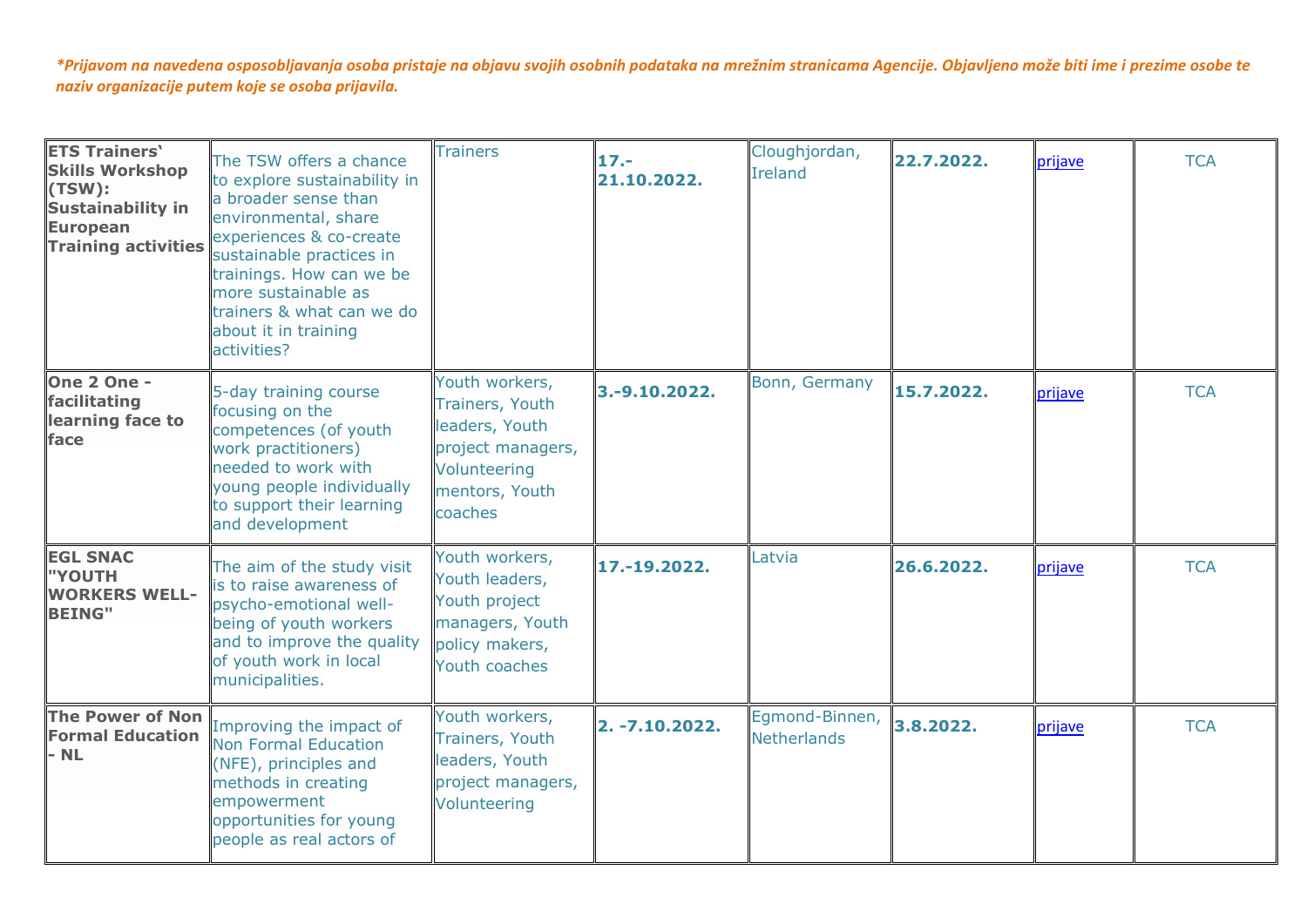*\*Prijavom na navedena osposobljavanja osoba pristaje na objavu svojih osobnih podataka na mrežnim stranicama Agencije. Objavljeno može biti ime i prezime osobe te naziv organizacije putem koje se osoba prijavila.*

| | | | | | | | |
|---|---|---|---|---|---|---|---|
| **ETS Trainers' Skills Workshop (TSW): Sustainability in European Training activities** | The TSW offers a chance to explore sustainability in a broader sense than environmental, share experiences & co-create sustainable practices in trainings. How can we be more sustainable as trainers & what can we do about it in training activities? | Trainers | **17.-21.10.2022.** | Cloughjordan, Ireland | **22.7.2022.** | prijave | TCA |
| **One 2 One - facilitating learning face to face** | 5-day training course focusing on the competences (of youth work practitioners) needed to work with young people individually to support their learning and development | Youth workers, Trainers, Youth leaders, Youth project managers, Volunteering mentors, Youth coaches | **3.-9.10.2022.** | Bonn, Germany | **15.7.2022.** | prijave | TCA |
| **EGL SNAC "YOUTH WORKERS WELL-BEING"** | The aim of the study visit is to raise awareness of psycho-emotional well-being of youth workers and to improve the quality of youth work in local municipalities. | Youth workers, Youth leaders, Youth project managers, Youth policy makers, Youth coaches | **17.-19.2022.** | Latvia | **26.6.2022.** | prijave | TCA |
| **The Power of Non Formal Education - NL** | Improving the impact of Non Formal Education (NFE), principles and methods in creating empowerment opportunities for young people as real actors of | Youth workers, Trainers, Youth leaders, Youth project managers, Volunteering | **2. -7.10.2022.** | Egmond-Binnen, Netherlands | **3.8.2022.** | prijave | TCA |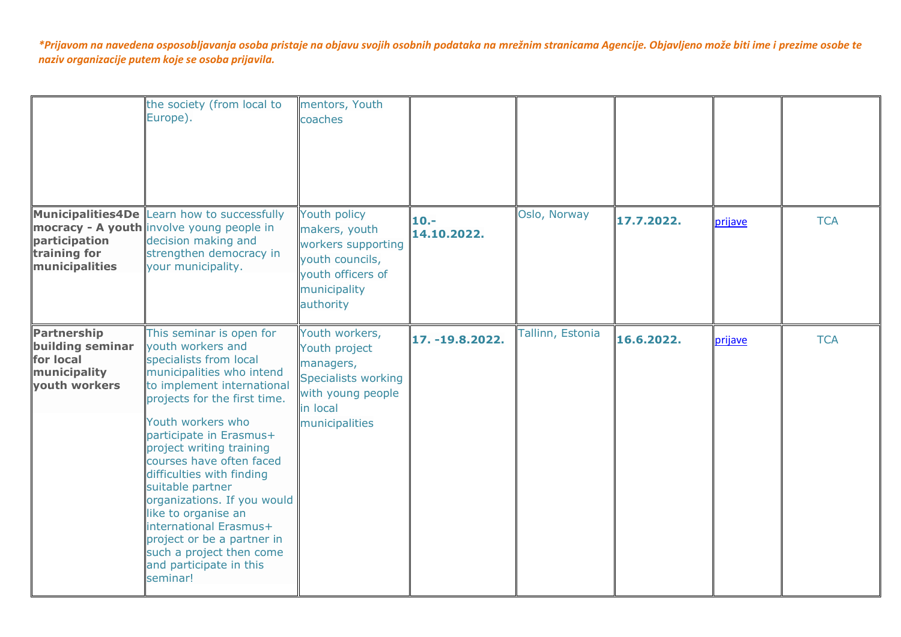*\*Prijavom na navedena osposobljavanja osoba pristaje na objavu svojih osobnih podataka na mrežnim stranicama Agencije. Objavljeno može biti ime i prezime osobe te naziv organizacije putem koje se osoba prijavila.*

| | | | | | | | |
|---|---|---|---|---|---|---|---|
| | the society (from local to Europe). | mentors, Youth coaches | | | | | |
| **Municipalities4Democracy - A youth participation training for municipalities** | Learn how to successfully involve young people in decision making and strengthen democracy in your municipality. | Youth policy makers, youth workers supporting youth councils, youth officers of municipality authority | **10.-14.10.2022.** | Oslo, Norway | **17.7.2022.** | prijave | TCA |
| **Partnership building seminar for local municipality youth workers** | This seminar is open for youth workers and specialists from local municipalities who intend to implement international projects for the first time.<br><br>Youth workers who participate in Erasmus+ project writing training courses have often faced difficulties with finding suitable partner organizations. If you would like to organise an international Erasmus+ project or be a partner in such a project then come and participate in this seminar! | Youth workers, Youth project managers, Specialists working with young people in local municipalities | **17. -19.8.2022.** | Tallinn, Estonia | **16.6.2022.** | prijave | TCA |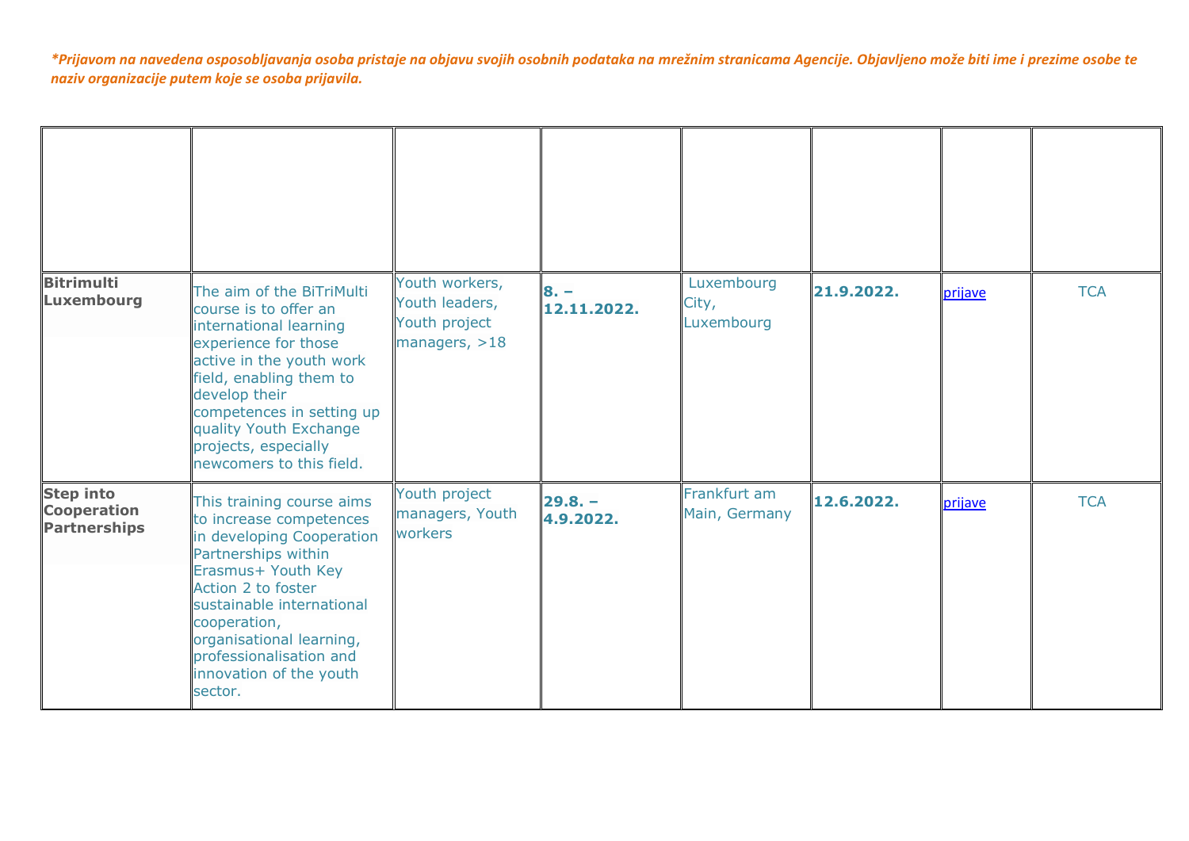*Prijavom na navedena osposobljavanja osoba pristaje na objavu svojih osobnih podataka na mrežnim stranicama Agencije. Objavljeno može biti ime i prezime osobe te naziv organizacije putem koje se osoba prijavila.*

| | | | | | | | |
|---|---|---|---|---|---|---|---|
| **Bitrimulti Luxembourg** | The aim of the BiTriMulti course is to offer an international learning experience for those active in the youth work field, enabling them to develop their competences in setting up quality Youth Exchange projects, especially newcomers to this field. | Youth workers, Youth leaders, Youth project managers, >18 | **8. – 12.11.2022.** | Luxembourg City, Luxembourg | **21.9.2022.** | prijave | TCA |
| **Step into Cooperation Partnerships** | This training course aims to increase competences in developing Cooperation Partnerships within Erasmus+ Youth Key Action 2 to foster sustainable international cooperation, organisational learning, professionalisation and innovation of the youth sector. | Youth project managers, Youth workers | **29.8. – 4.9.2022.** | Frankfurt am Main, Germany | **12.6.2022.** | prijave | TCA |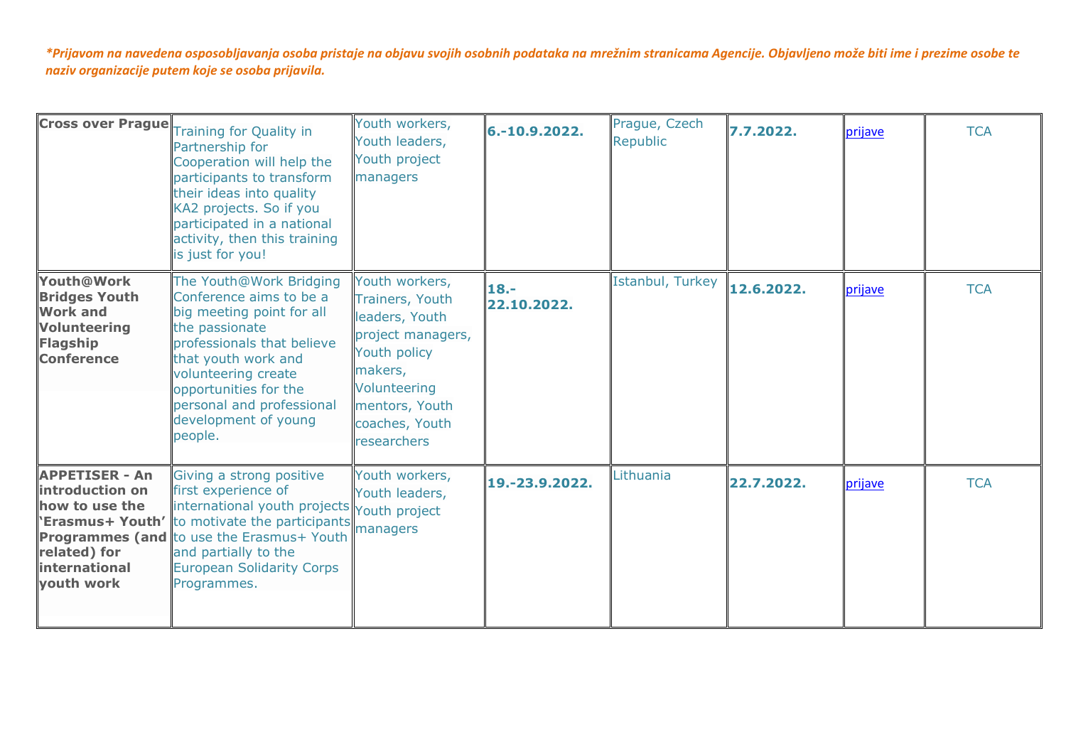*\*Prijavom na navedena osposobljavanja osoba pristaje na objavu svojih osobnih podataka na mrežnim stranicama Agencije. Objavljeno može biti ime i prezime osobe te naziv organizacije putem koje se osoba prijavila.*

| | | | | | | | |
|---|---|---|---|---|---|---|---|
| **Cross over Prague** | Training for Quality in Partnership for Cooperation will help the participants to transform their ideas into quality KA2 projects. So if you participated in a national activity, then this training is just for you! | Youth workers, Youth leaders, Youth project managers | **6.-10.9.2022.** | Prague, Czech Republic | **7.7.2022.** | prijave | TCA |
| **Youth@Work Bridges Youth Work and Volunteering Flagship Conference** | The Youth@Work Bridging Conference aims to be a big meeting point for all the passionate professionals that believe that youth work and volunteering create opportunities for the personal and professional development of young people. | Youth workers, Trainers, Youth leaders, Youth project managers, Youth policy makers, Volunteering mentors, Youth coaches, Youth researchers | **18.-22.10.2022.** | Istanbul, Turkey | **12.6.2022.** | prijave | TCA |
| **APPETISER - An introduction on how to use the 'Erasmus+ Youth' Programmes (and related) for international youth work** | Giving a strong positive first experience of international youth projects to motivate the participants to use the Erasmus+ Youth and partially to the European Solidarity Corps Programmes. | Youth workers, Youth leaders, Youth project managers | **19.-23.9.2022.** | Lithuania | **22.7.2022.** | prijave | TCA |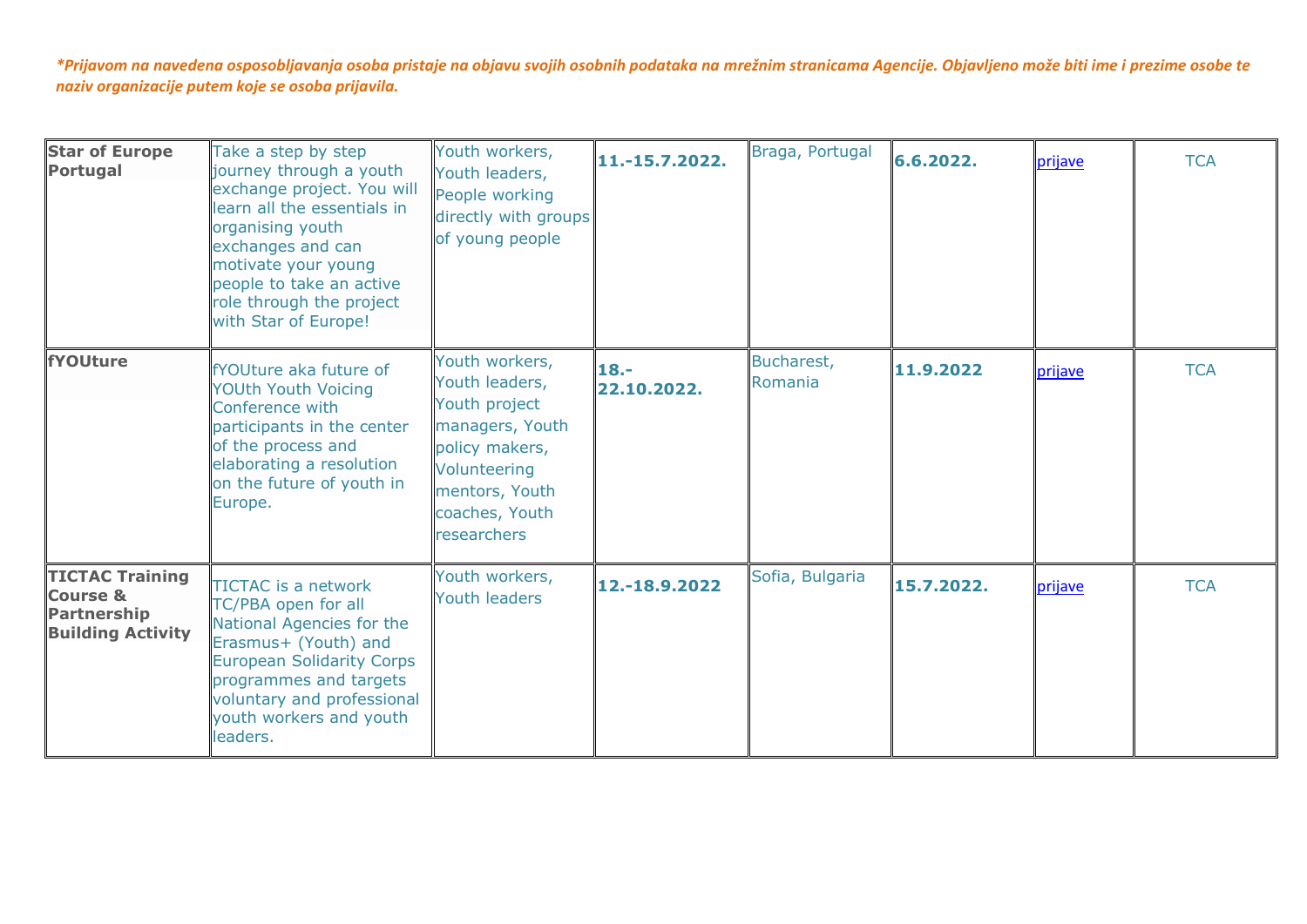*\*Prijavom na navedena osposobljavanja osoba pristaje na objavu svojih osobnih podataka na mrežnim stranicama Agencije. Objavljeno može biti ime i prezime osobe te naziv organizacije putem koje se osoba prijavila.*

| | | | | | | | |
|---|---|---|---|---|---|---|---|
| **Star of Europe Portugal** | Take a step by step journey through a youth exchange project. You will learn all the essentials in organising youth exchanges and can motivate your young people to take an active role through the project with Star of Europe! | Youth workers, Youth leaders, People working directly with groups of young people | **11.-15.7.2022.** | Braga, Portugal | **6.6.2022.** | prijave | TCA |
| **fYOUture** | fYOUture aka future of YOUth Youth Voicing Conference with participants in the center of the process and elaborating a resolution on the future of youth in Europe. | Youth workers, Youth leaders, Youth project managers, Youth policy makers, Volunteering mentors, Youth coaches, Youth researchers | **18.-22.10.2022.** | Bucharest, Romania | **11.9.2022** | prijave | TCA |
| **TICTAC Training Course & Partnership Building Activity** | TICTAC is a network TC/PBA open for all National Agencies for the Erasmus+ (Youth) and European Solidarity Corps programmes and targets voluntary and professional youth workers and youth leaders. | Youth workers, Youth leaders | **12.-18.9.2022** | Sofia, Bulgaria | **15.7.2022.** | prijave | TCA |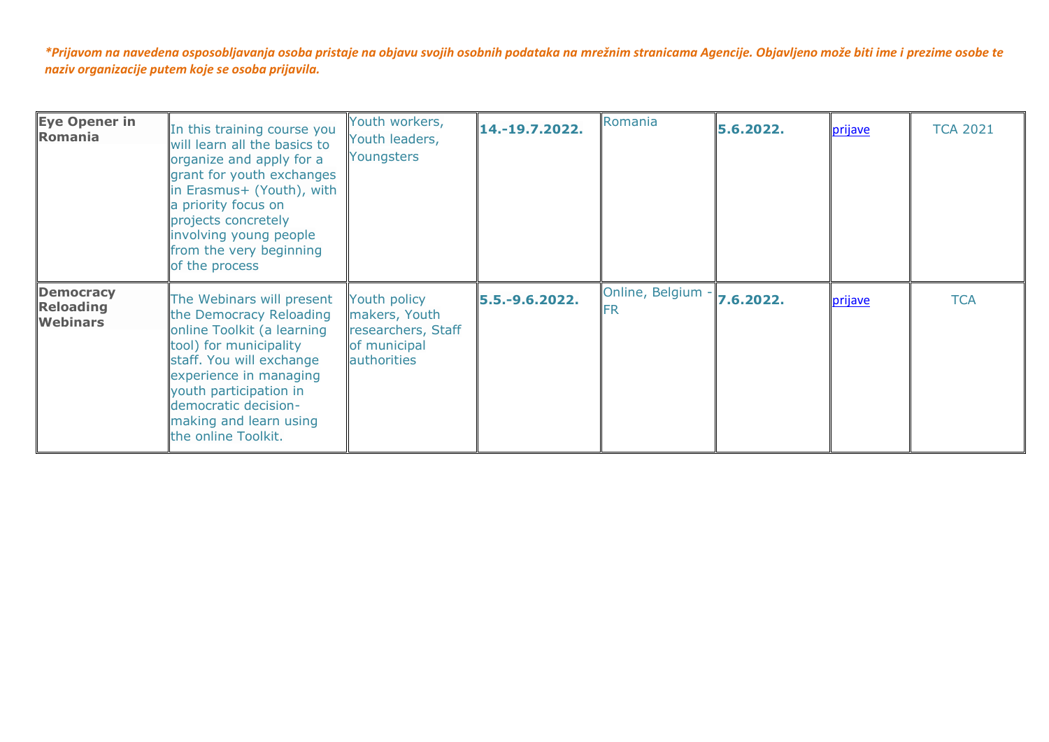*\*Prijavom na navedena osposobljavanja osoba pristaje na objavu svojih osobnih podataka na mrežnim stranicama Agencije. Objavljeno može biti ime i prezime osobe te naziv organizacije putem koje se osoba prijavila.*

| | | | | | | | |
|---|---|---|---|---|---|---|---|
| **Eye Opener in Romania** | In this training course you will learn all the basics to organize and apply for a grant for youth exchanges in Erasmus+ (Youth), with a priority focus on projects concretely involving young people from the very beginning of the process | Youth workers, Youth leaders, Youngsters | **14.-19.7.2022.** | Romania | **5.6.2022.** | prijave | TCA 2021 |
| **Democracy Reloading Webinars** | The Webinars will present the Democracy Reloading online Toolkit (a learning tool) for municipality staff. You will exchange experience in managing youth participation in democratic decision-making and learn using the online Toolkit. | Youth policy makers, Youth researchers, Staff of municipal authorities | **5.5.-9.6.2022.** | Online, Belgium - FR | **7.6.2022.** | prijave | TCA |